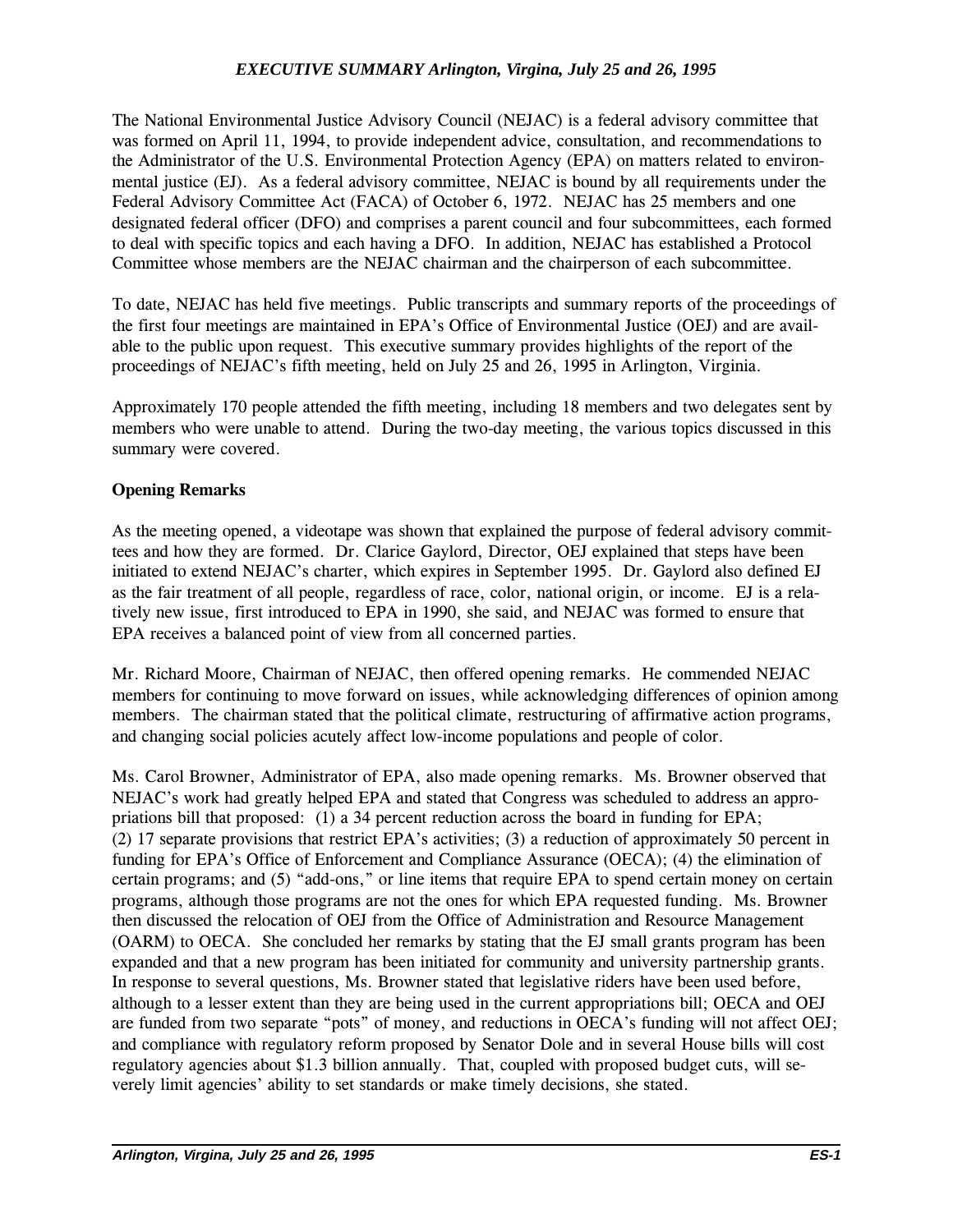# *EXECUTIVE SUMMARY Arlington, Virgina, July 25 and 26, 1995*

The National Environmental Justice Advisory Council (NEJAC) is a federal advisory committee that was formed on April 11, 1994, to provide independent advice, consultation, and recommendations to the Administrator of the U.S. Environmental Protection Agency (EPA) on matters related to environmental justice (EJ). As a federal advisory committee, NEJAC is bound by all requirements under the Federal Advisory Committee Act (FACA) of October 6, 1972. NEJAC has 25 members and one designated federal officer (DFO) and comprises a parent council and four subcommittees, each formed to deal with specific topics and each having a DFO. In addition, NEJAC has established a Protocol Committee whose members are the NEJAC chairman and the chairperson of each subcommittee.

To date, NEJAC has held five meetings. Public transcripts and summary reports of the proceedings of the first four meetings are maintained in EPA's Office of Environmental Justice (OEJ) and are available to the public upon request. This executive summary provides highlights of the report of the proceedings of NEJAC's fifth meeting, held on July 25 and 26, 1995 in Arlington, Virginia.

Approximately 170 people attended the fifth meeting, including 18 members and two delegates sent by members who were unable to attend. During the two-day meeting, the various topics discussed in this summary were covered.

**Opening Remarks**

As the meeting opened, a videotape was shown that explained the purpose of federal advisory committees and how they are formed. Dr. Clarice Gaylord, Director, OEJ explained that steps have been initiated to extend NEJAC's charter, which expires in September 1995. Dr. Gaylord also defined EJ as the fair treatment of all people, regardless of race, color, national origin, or income. EJ is a relatively new issue, first introduced to EPA in 1990, she said, and NEJAC was formed to ensure that EPA receives a balanced point of view from all concerned parties.

Mr. Richard Moore, Chairman of NEJAC, then offered opening remarks. He commended NEJAC members for continuing to move forward on issues, while acknowledging differences of opinion among members. The chairman stated that the political climate, restructuring of affirmative action programs, and changing social policies acutely affect low-income populations and people of color.

Ms. Carol Browner, Administrator of EPA, also made opening remarks. Ms. Browner observed that NEJAC's work had greatly helped EPA and stated that Congress was scheduled to address an appropriations bill that proposed: (1) a 34 percent reduction across the board in funding for EPA; (2) 17 separate provisions that restrict EPA's activities; (3) a reduction of approximately 50 percent in funding for EPA's Office of Enforcement and Compliance Assurance (OECA); (4) the elimination of certain programs; and (5) "add-ons," or line items that require EPA to spend certain money on certain programs, although those programs are not the ones for which EPA requested funding. Ms. Browner then discussed the relocation of OEJ from the Office of Administration and Resource Management (OARM) to OECA. She concluded her remarks by stating that the EJ small grants program has been expanded and that a new program has been initiated for community and university partnership grants. In response to several questions, Ms. Browner stated that legislative riders have been used before, although to a lesser extent than they are being used in the current appropriations bill; OECA and OEJ are funded from two separate "pots" of money, and reductions in OECA's funding will not affect OEJ; and compliance with regulatory reform proposed by Senator Dole and in several House bills will cost regulatory agencies about $1.3 billion annually. That, coupled with proposed budget cuts, will severely limit agencies' ability to set standards or make timely decisions, she stated.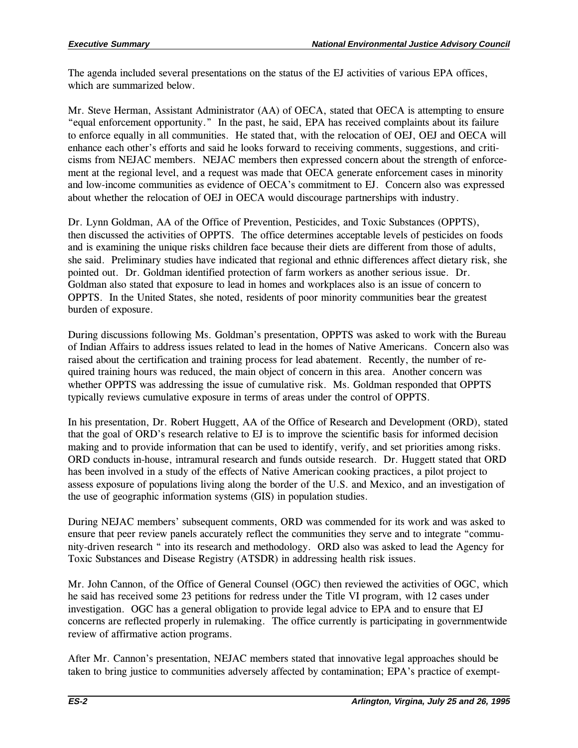The agenda included several presentations on the status of the EJ activities of various EPA offices, which are summarized below.

Mr. Steve Herman, Assistant Administrator (AA) of OECA, stated that OECA is attempting to ensure "equal enforcement opportunity." In the past, he said, EPA has received complaints about its failure to enforce equally in all communities. He stated that, with the relocation of OEJ, OEJ and OECA will enhance each other's efforts and said he looks forward to receiving comments, suggestions, and criticisms from NEJAC members. NEJAC members then expressed concern about the strength of enforcement at the regional level, and a request was made that OECA generate enforcement cases in minority and low-income communities as evidence of OECA's commitment to EJ. Concern also was expressed about whether the relocation of OEJ in OECA would discourage partnerships with industry.

Dr. Lynn Goldman, AA of the Office of Prevention, Pesticides, and Toxic Substances (OPPTS), then discussed the activities of OPPTS. The office determines acceptable levels of pesticides on foods and is examining the unique risks children face because their diets are different from those of adults, she said. Preliminary studies have indicated that regional and ethnic differences affect dietary risk, she pointed out. Dr. Goldman identified protection of farm workers as another serious issue. Dr. Goldman also stated that exposure to lead in homes and workplaces also is an issue of concern to OPPTS. In the United States, she noted, residents of poor minority communities bear the greatest burden of exposure.

During discussions following Ms. Goldman's presentation, OPPTS was asked to work with the Bureau of Indian Affairs to address issues related to lead in the homes of Native Americans. Concern also was raised about the certification and training process for lead abatement. Recently, the number of required training hours was reduced, the main object of concern in this area. Another concern was whether OPPTS was addressing the issue of cumulative risk. Ms. Goldman responded that OPPTS typically reviews cumulative exposure in terms of areas under the control of OPPTS.

In his presentation, Dr. Robert Huggett, AA of the Office of Research and Development (ORD), stated that the goal of ORD's research relative to EJ is to improve the scientific basis for informed decision making and to provide information that can be used to identify, verify, and set priorities among risks. ORD conducts in-house, intramural research and funds outside research. Dr. Huggett stated that ORD has been involved in a study of the effects of Native American cooking practices, a pilot project to assess exposure of populations living along the border of the U.S. and Mexico, and an investigation of the use of geographic information systems (GIS) in population studies.

During NEJAC members' subsequent comments, ORD was commended for its work and was asked to ensure that peer review panels accurately reflect the communities they serve and to integrate "community-driven research " into its research and methodology. ORD also was asked to lead the Agency for Toxic Substances and Disease Registry (ATSDR) in addressing health risk issues.

Mr. John Cannon, of the Office of General Counsel (OGC) then reviewed the activities of OGC, which he said has received some 23 petitions for redress under the Title VI program, with 12 cases under investigation. OGC has a general obligation to provide legal advice to EPA and to ensure that EJ concerns are reflected properly in rulemaking. The office currently is participating in governmentwide review of affirmative action programs.

After Mr. Cannon's presentation, NEJAC members stated that innovative legal approaches should be taken to bring justice to communities adversely affected by contamination; EPA's practice of exempt-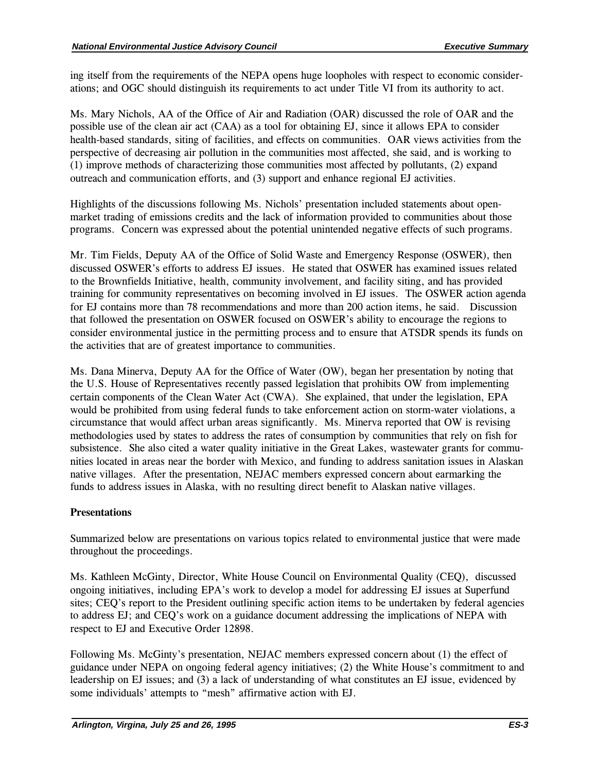ing itself from the requirements of the NEPA opens huge loopholes with respect to economic considerations; and OGC should distinguish its requirements to act under Title VI from its authority to act.

Ms. Mary Nichols, AA of the Office of Air and Radiation (OAR) discussed the role of OAR and the possible use of the clean air act (CAA) as a tool for obtaining EJ, since it allows EPA to consider health-based standards, siting of facilities, and effects on communities. OAR views activities from the perspective of decreasing air pollution in the communities most affected, she said, and is working to (1) improve methods of characterizing those communities most affected by pollutants, (2) expand outreach and communication efforts, and (3) support and enhance regional EJ activities.

Highlights of the discussions following Ms. Nichols' presentation included statements about open-market trading of emissions credits and the lack of information provided to communities about those programs. Concern was expressed about the potential unintended negative effects of such programs.

Mr. Tim Fields, Deputy AA of the Office of Solid Waste and Emergency Response (OSWER), then discussed OSWER's efforts to address EJ issues. He stated that OSWER has examined issues related to the Brownfields Initiative, health, community involvement, and facility siting, and has provided training for community representatives on becoming involved in EJ issues. The OSWER action agenda for EJ contains more than 78 recommendations and more than 200 action items, he said. Discussion that followed the presentation on OSWER focused on OSWER's ability to encourage the regions to consider environmental justice in the permitting process and to ensure that ATSDR spends its funds on the activities that are of greatest importance to communities.

Ms. Dana Minerva, Deputy AA for the Office of Water (OW), began her presentation by noting that the U.S. House of Representatives recently passed legislation that prohibits OW from implementing certain components of the Clean Water Act (CWA). She explained, that under the legislation, EPA would be prohibited from using federal funds to take enforcement action on storm-water violations, a circumstance that would affect urban areas significantly. Ms. Minerva reported that OW is revising methodologies used by states to address the rates of consumption by communities that rely on fish for subsistence. She also cited a water quality initiative in the Great Lakes, wastewater grants for communities located in areas near the border with Mexico, and funding to address sanitation issues in Alaskan native villages. After the presentation, NEJAC members expressed concern about earmarking the funds to address issues in Alaska, with no resulting direct benefit to Alaskan native villages.

**Presentations**

Summarized below are presentations on various topics related to environmental justice that were made throughout the proceedings.

Ms. Kathleen McGinty, Director, White House Council on Environmental Quality (CEQ), discussed ongoing initiatives, including EPA's work to develop a model for addressing EJ issues at Superfund sites; CEQ's report to the President outlining specific action items to be undertaken by federal agencies to address EJ; and CEQ's work on a guidance document addressing the implications of NEPA with respect to EJ and Executive Order 12898.

Following Ms. McGinty's presentation, NEJAC members expressed concern about (1) the effect of guidance under NEPA on ongoing federal agency initiatives; (2) the White House's commitment to and leadership on EJ issues; and (3) a lack of understanding of what constitutes an EJ issue, evidenced by some individuals' attempts to "mesh" affirmative action with EJ.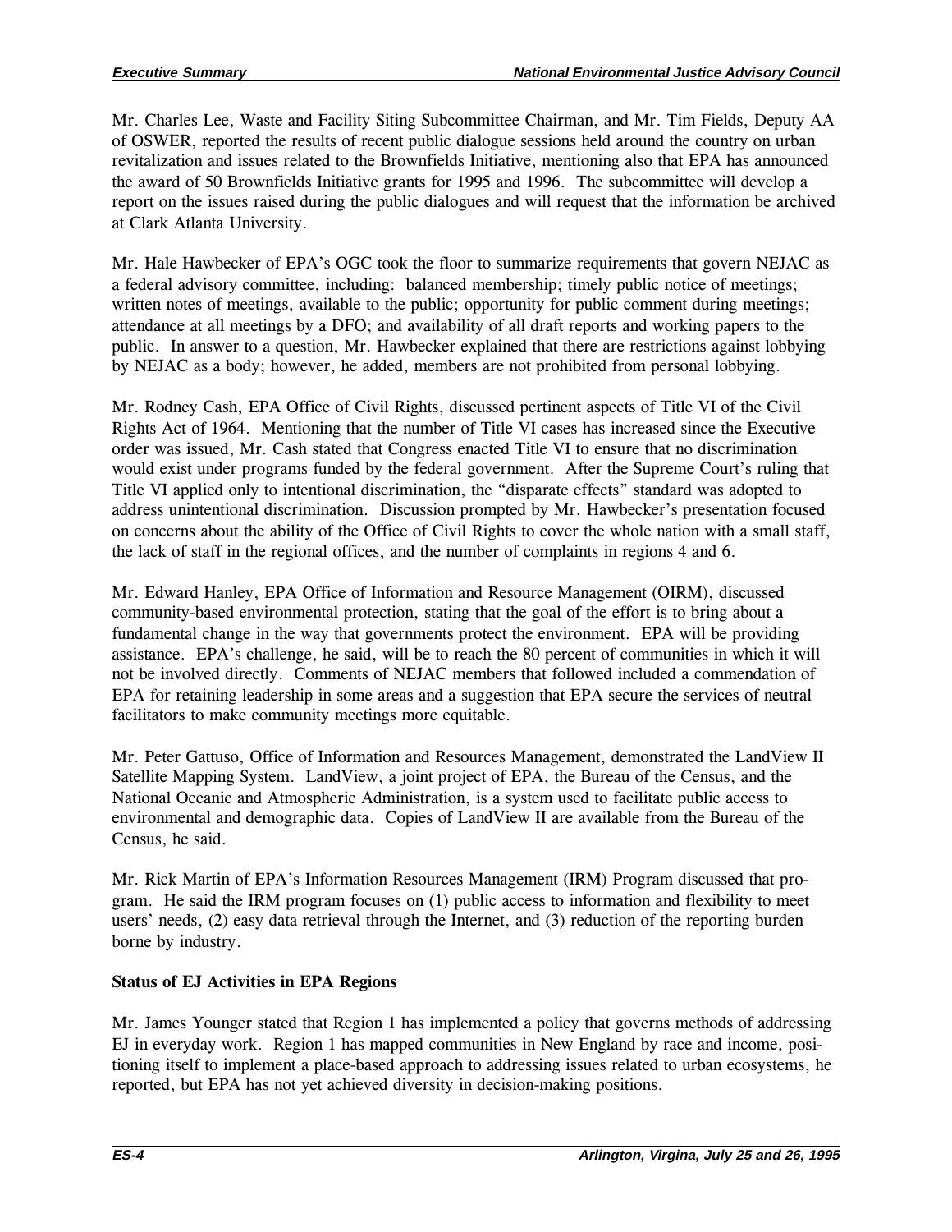Mr. Charles Lee, Waste and Facility Siting Subcommittee Chairman, and Mr. Tim Fields, Deputy AA of OSWER, reported the results of recent public dialogue sessions held around the country on urban revitalization and issues related to the Brownfields Initiative, mentioning also that EPA has announced the award of 50 Brownfields Initiative grants for 1995 and 1996. The subcommittee will develop a report on the issues raised during the public dialogues and will request that the information be archived at Clark Atlanta University.

Mr. Hale Hawbecker of EPA's OGC took the floor to summarize requirements that govern NEJAC as a federal advisory committee, including: balanced membership; timely public notice of meetings; written notes of meetings, available to the public; opportunity for public comment during meetings; attendance at all meetings by a DFO; and availability of all draft reports and working papers to the public. In answer to a question, Mr. Hawbecker explained that there are restrictions against lobbying by NEJAC as a body; however, he added, members are not prohibited from personal lobbying.

Mr. Rodney Cash, EPA Office of Civil Rights, discussed pertinent aspects of Title VI of the Civil Rights Act of 1964. Mentioning that the number of Title VI cases has increased since the Executive order was issued, Mr. Cash stated that Congress enacted Title VI to ensure that no discrimination would exist under programs funded by the federal government. After the Supreme Court's ruling that Title VI applied only to intentional discrimination, the "disparate effects" standard was adopted to address unintentional discrimination. Discussion prompted by Mr. Hawbecker's presentation focused on concerns about the ability of the Office of Civil Rights to cover the whole nation with a small staff, the lack of staff in the regional offices, and the number of complaints in regions 4 and 6.

Mr. Edward Hanley, EPA Office of Information and Resource Management (OIRM), discussed community-based environmental protection, stating that the goal of the effort is to bring about a fundamental change in the way that governments protect the environment. EPA will be providing assistance. EPA's challenge, he said, will be to reach the 80 percent of communities in which it will not be involved directly. Comments of NEJAC members that followed included a commendation of EPA for retaining leadership in some areas and a suggestion that EPA secure the services of neutral facilitators to make community meetings more equitable.

Mr. Peter Gattuso, Office of Information and Resources Management, demonstrated the LandView II Satellite Mapping System. LandView, a joint project of EPA, the Bureau of the Census, and the National Oceanic and Atmospheric Administration, is a system used to facilitate public access to environmental and demographic data. Copies of LandView II are available from the Bureau of the Census, he said.

Mr. Rick Martin of EPA's Information Resources Management (IRM) Program discussed that program. He said the IRM program focuses on (1) public access to information and flexibility to meet users' needs, (2) easy data retrieval through the Internet, and (3) reduction of the reporting burden borne by industry.

**Status of EJ Activities in EPA Regions**

Mr. James Younger stated that Region 1 has implemented a policy that governs methods of addressing EJ in everyday work. Region 1 has mapped communities in New England by race and income, positioning itself to implement a place-based approach to addressing issues related to urban ecosystems, he reported, but EPA has not yet achieved diversity in decision-making positions.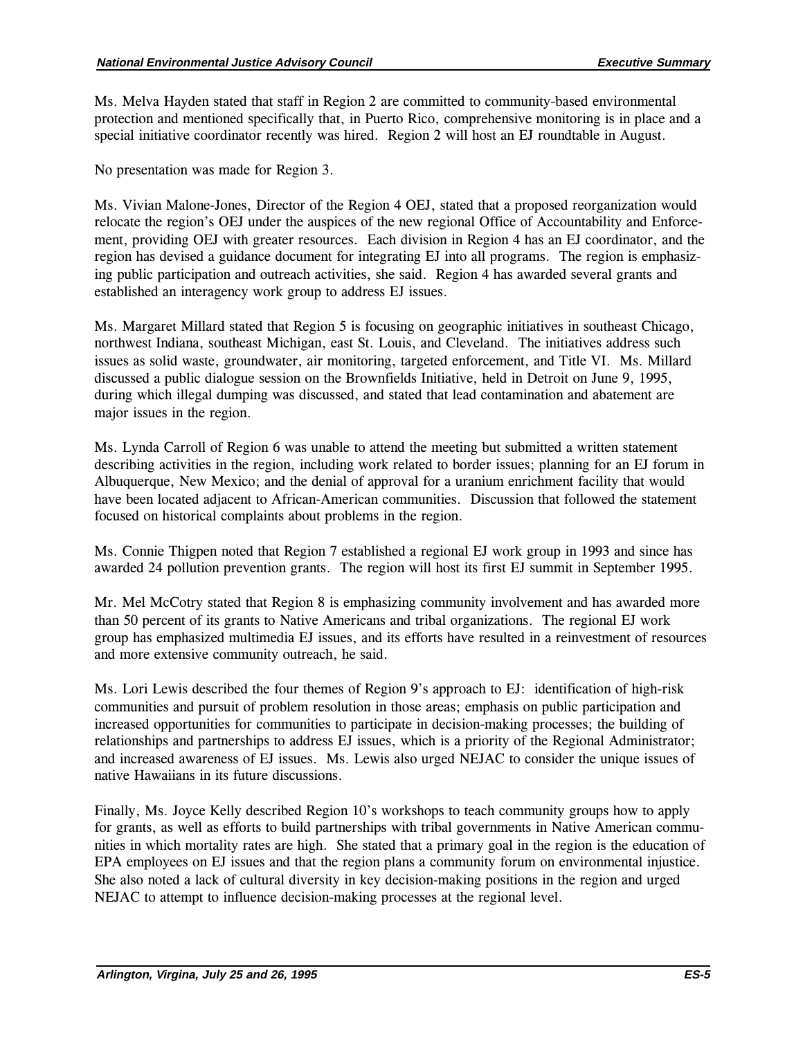Ms. Melva Hayden stated that staff in Region 2 are committed to community-based environmental protection and mentioned specifically that, in Puerto Rico, comprehensive monitoring is in place and a special initiative coordinator recently was hired. Region 2 will host an EJ roundtable in August.

No presentation was made for Region 3.

Ms. Vivian Malone-Jones, Director of the Region 4 OEJ, stated that a proposed reorganization would relocate the region's OEJ under the auspices of the new regional Office of Accountability and Enforcement, providing OEJ with greater resources. Each division in Region 4 has an EJ coordinator, and the region has devised a guidance document for integrating EJ into all programs. The region is emphasizing public participation and outreach activities, she said. Region 4 has awarded several grants and established an interagency work group to address EJ issues.

Ms. Margaret Millard stated that Region 5 is focusing on geographic initiatives in southeast Chicago, northwest Indiana, southeast Michigan, east St. Louis, and Cleveland. The initiatives address such issues as solid waste, groundwater, air monitoring, targeted enforcement, and Title VI. Ms. Millard discussed a public dialogue session on the Brownfields Initiative, held in Detroit on June 9, 1995, during which illegal dumping was discussed, and stated that lead contamination and abatement are major issues in the region.

Ms. Lynda Carroll of Region 6 was unable to attend the meeting but submitted a written statement describing activities in the region, including work related to border issues; planning for an EJ forum in Albuquerque, New Mexico; and the denial of approval for a uranium enrichment facility that would have been located adjacent to African-American communities. Discussion that followed the statement focused on historical complaints about problems in the region.

Ms. Connie Thigpen noted that Region 7 established a regional EJ work group in 1993 and since has awarded 24 pollution prevention grants. The region will host its first EJ summit in September 1995.

Mr. Mel McCotry stated that Region 8 is emphasizing community involvement and has awarded more than 50 percent of its grants to Native Americans and tribal organizations. The regional EJ work group has emphasized multimedia EJ issues, and its efforts have resulted in a reinvestment of resources and more extensive community outreach, he said.

Ms. Lori Lewis described the four themes of Region 9's approach to EJ: identification of high-risk communities and pursuit of problem resolution in those areas; emphasis on public participation and increased opportunities for communities to participate in decision-making processes; the building of relationships and partnerships to address EJ issues, which is a priority of the Regional Administrator; and increased awareness of EJ issues. Ms. Lewis also urged NEJAC to consider the unique issues of native Hawaiians in its future discussions.

Finally, Ms. Joyce Kelly described Region 10's workshops to teach community groups how to apply for grants, as well as efforts to build partnerships with tribal governments in Native American communities in which mortality rates are high. She stated that a primary goal in the region is the education of EPA employees on EJ issues and that the region plans a community forum on environmental injustice. She also noted a lack of cultural diversity in key decision-making positions in the region and urged NEJAC to attempt to influence decision-making processes at the regional level.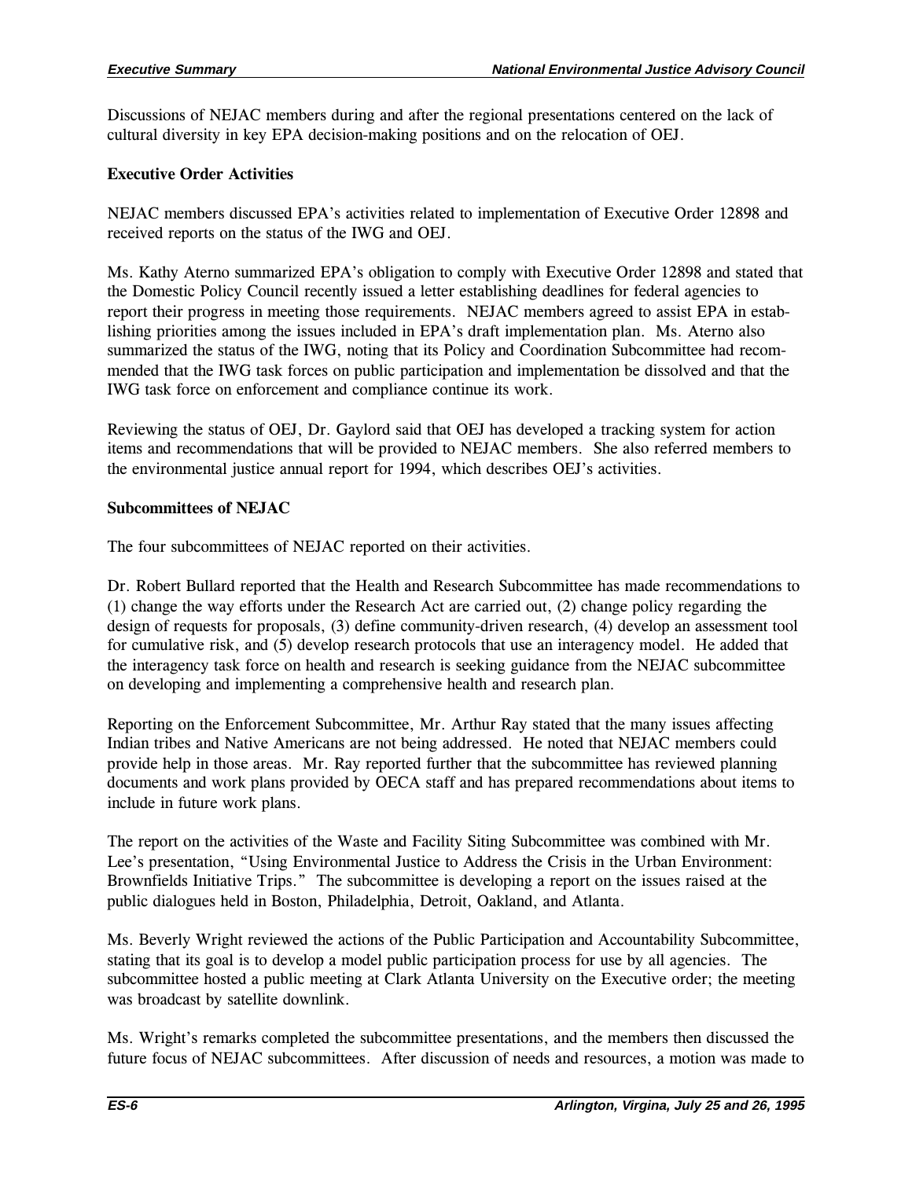Discussions of NEJAC members during and after the regional presentations centered on the lack of cultural diversity in key EPA decision-making positions and on the relocation of OEJ.

**Executive Order Activities**

NEJAC members discussed EPA's activities related to implementation of Executive Order 12898 and received reports on the status of the IWG and OEJ.

Ms. Kathy Aterno summarized EPA's obligation to comply with Executive Order 12898 and stated that the Domestic Policy Council recently issued a letter establishing deadlines for federal agencies to report their progress in meeting those requirements. NEJAC members agreed to assist EPA in establishing priorities among the issues included in EPA's draft implementation plan. Ms. Aterno also summarized the status of the IWG, noting that its Policy and Coordination Subcommittee had recommended that the IWG task forces on public participation and implementation be dissolved and that the IWG task force on enforcement and compliance continue its work.

Reviewing the status of OEJ, Dr. Gaylord said that OEJ has developed a tracking system for action items and recommendations that will be provided to NEJAC members. She also referred members to the environmental justice annual report for 1994, which describes OEJ's activities.

**Subcommittees of NEJAC**

The four subcommittees of NEJAC reported on their activities.

Dr. Robert Bullard reported that the Health and Research Subcommittee has made recommendations to (1) change the way efforts under the Research Act are carried out, (2) change policy regarding the design of requests for proposals, (3) define community-driven research, (4) develop an assessment tool for cumulative risk, and (5) develop research protocols that use an interagency model. He added that the interagency task force on health and research is seeking guidance from the NEJAC subcommittee on developing and implementing a comprehensive health and research plan.

Reporting on the Enforcement Subcommittee, Mr. Arthur Ray stated that the many issues affecting Indian tribes and Native Americans are not being addressed. He noted that NEJAC members could provide help in those areas. Mr. Ray reported further that the subcommittee has reviewed planning documents and work plans provided by OECA staff and has prepared recommendations about items to include in future work plans.

The report on the activities of the Waste and Facility Siting Subcommittee was combined with Mr. Lee's presentation, "Using Environmental Justice to Address the Crisis in the Urban Environment: Brownfields Initiative Trips." The subcommittee is developing a report on the issues raised at the public dialogues held in Boston, Philadelphia, Detroit, Oakland, and Atlanta.

Ms. Beverly Wright reviewed the actions of the Public Participation and Accountability Subcommittee, stating that its goal is to develop a model public participation process for use by all agencies. The subcommittee hosted a public meeting at Clark Atlanta University on the Executive order; the meeting was broadcast by satellite downlink.

Ms. Wright's remarks completed the subcommittee presentations, and the members then discussed the future focus of NEJAC subcommittees. After discussion of needs and resources, a motion was made to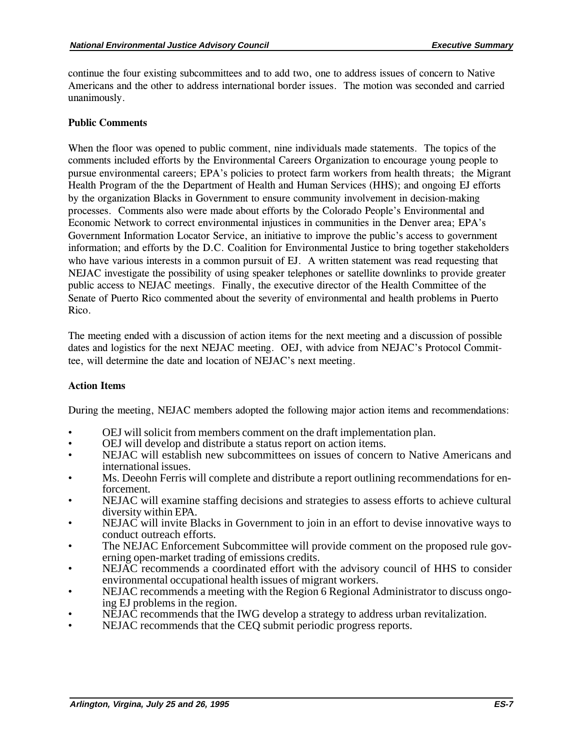continue the four existing subcommittees and to add two, one to address issues of concern to Native Americans and the other to address international border issues. The motion was seconded and carried unanimously.

**Public Comments**

When the floor was opened to public comment, nine individuals made statements. The topics of the comments included efforts by the Environmental Careers Organization to encourage young people to pursue environmental careers; EPA's policies to protect farm workers from health threats; the Migrant Health Program of the the Department of Health and Human Services (HHS); and ongoing EJ efforts by the organization Blacks in Government to ensure community involvement in decision-making processes. Comments also were made about efforts by the Colorado People's Environmental and Economic Network to correct environmental injustices in communities in the Denver area; EPA's Government Information Locator Service, an initiative to improve the public's access to government information; and efforts by the D.C. Coalition for Environmental Justice to bring together stakeholders who have various interests in a common pursuit of EJ. A written statement was read requesting that NEJAC investigate the possibility of using speaker telephones or satellite downlinks to provide greater public access to NEJAC meetings. Finally, the executive director of the Health Committee of the Senate of Puerto Rico commented about the severity of environmental and health problems in Puerto Rico.

The meeting ended with a discussion of action items for the next meeting and a discussion of possible dates and logistics for the next NEJAC meeting. OEJ, with advice from NEJAC's Protocol Committee, will determine the date and location of NEJAC's next meeting.

**Action Items**

During the meeting, NEJAC members adopted the following major action items and recommendations:

- OEJ will solicit from members comment on the draft implementation plan.
- OEJ will develop and distribute a status report on action items.
- NEJAC will establish new subcommittees on issues of concern to Native Americans and international issues.
- Ms. Deeohn Ferris will complete and distribute a report outlining recommendations for enforcement.
- NEJAC will examine staffing decisions and strategies to assess efforts to achieve cultural diversity within EPA.
- NEJAC will invite Blacks in Government to join in an effort to devise innovative ways to conduct outreach efforts.
- The NEJAC Enforcement Subcommittee will provide comment on the proposed rule governing open-market trading of emissions credits.
- NEJAC recommends a coordinated effort with the advisory council of HHS to consider environmental occupational health issues of migrant workers.
- NEJAC recommends a meeting with the Region 6 Regional Administrator to discuss ongoing EJ problems in the region.
- NEJAC recommends that the IWG develop a strategy to address urban revitalization.
- NEJAC recommends that the CEQ submit periodic progress reports.